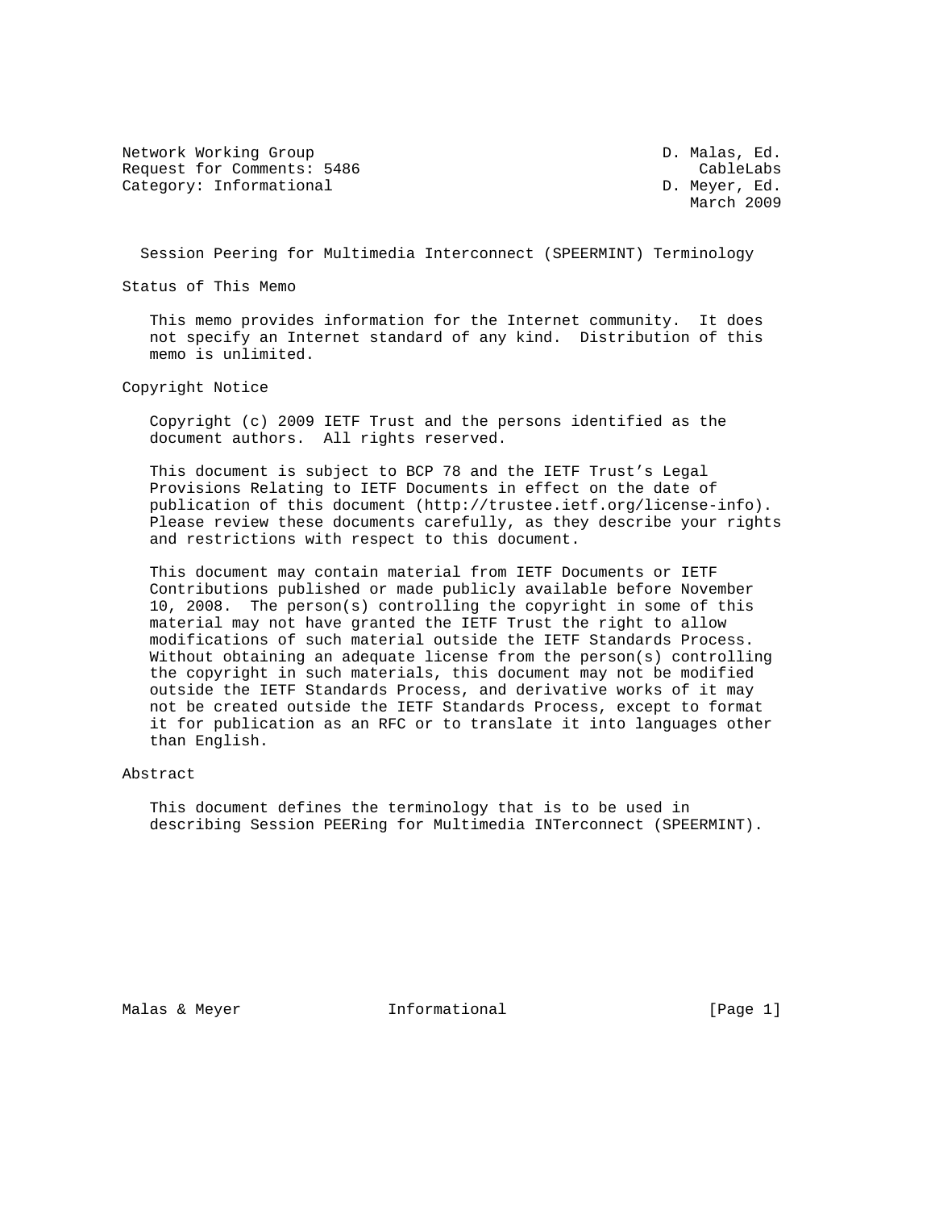Network Working Group D. Malas, Ed.
Request for Comments: 5486 CableLabs
Category: Informational D. Meyer, Ed.
March 2009

# Session Peering for Multimedia Interconnect (SPEERMINT) Terminology

## Status of This Memo

This memo provides information for the Internet community. It does not specify an Internet standard of any kind. Distribution of this memo is unlimited.

## Copyright Notice

Copyright (c) 2009 IETF Trust and the persons identified as the document authors. All rights reserved.

This document is subject to BCP 78 and the IETF Trust's Legal Provisions Relating to IETF Documents in effect on the date of publication of this document (http://trustee.ietf.org/license-info). Please review these documents carefully, as they describe your rights and restrictions with respect to this document.

This document may contain material from IETF Documents or IETF Contributions published or made publicly available before November 10, 2008. The person(s) controlling the copyright in some of this material may not have granted the IETF Trust the right to allow modifications of such material outside the IETF Standards Process. Without obtaining an adequate license from the person(s) controlling the copyright in such materials, this document may not be modified outside the IETF Standards Process, and derivative works of it may not be created outside the IETF Standards Process, except to format it for publication as an RFC or to translate it into languages other than English.

## Abstract

This document defines the terminology that is to be used in describing Session PEERing for Multimedia INTerconnect (SPEERMINT).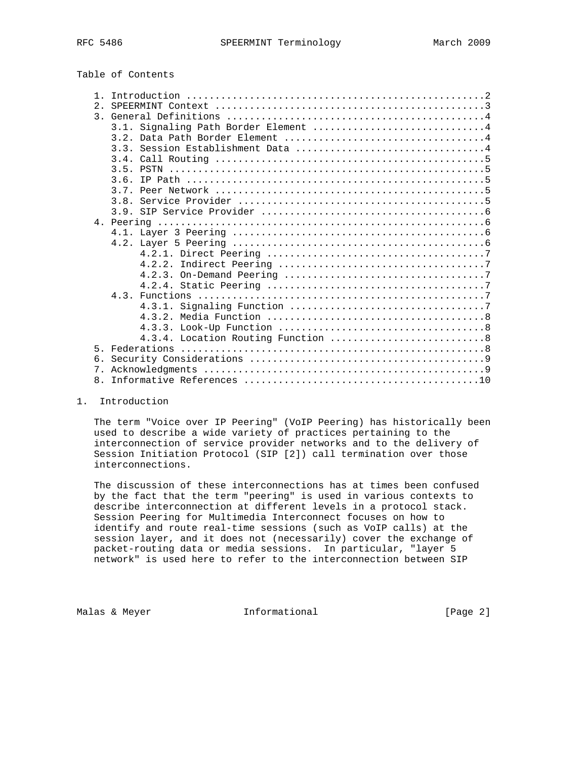Table of Contents

```
   1. Introduction ....................................................2
   2. SPEERMINT Context ...............................................3
   3. General Definitions .............................................4
      3.1. Signaling Path Border Element ..............................4
      3.2. Data Path Border Element ...................................4
      3.3. Session Establishment Data .................................4
      3.4. Call Routing ...............................................5
      3.5. PSTN .......................................................5
      3.6. IP Path ....................................................5
      3.7. Peer Network ...............................................5
      3.8. Service Provider ...........................................5
      3.9. SIP Service Provider .......................................6
   4. Peering .........................................................6
      4.1. Layer 3 Peering ............................................6
      4.2. Layer 5 Peering ............................................6
           4.2.1. Direct Peering ......................................7
           4.2.2. Indirect Peering ....................................7
           4.2.3. On-Demand Peering ...................................7
           4.2.4. Static Peering ......................................7
      4.3. Functions ..................................................7
           4.3.1. Signaling Function ..................................7
           4.3.2. Media Function ......................................8
           4.3.3. Look-Up Function ....................................8
           4.3.4. Location Routing Function ...........................8
   5. Federations .....................................................8
   6. Security Considerations .........................................9
   7. Acknowledgments .................................................9
   8. Informative References .........................................10
```

## 1. Introduction

The term "Voice over IP Peering" (VoIP Peering) has historically been used to describe a wide variety of practices pertaining to the interconnection of service provider networks and to the delivery of Session Initiation Protocol (SIP [2]) call termination over those interconnections.

The discussion of these interconnections has at times been confused by the fact that the term "peering" is used in various contexts to describe interconnection at different levels in a protocol stack. Session Peering for Multimedia Interconnect focuses on how to identify and route real-time sessions (such as VoIP calls) at the session layer, and it does not (necessarily) cover the exchange of packet-routing data or media sessions. In particular, "layer 5 network" is used here to refer to the interconnection between SIP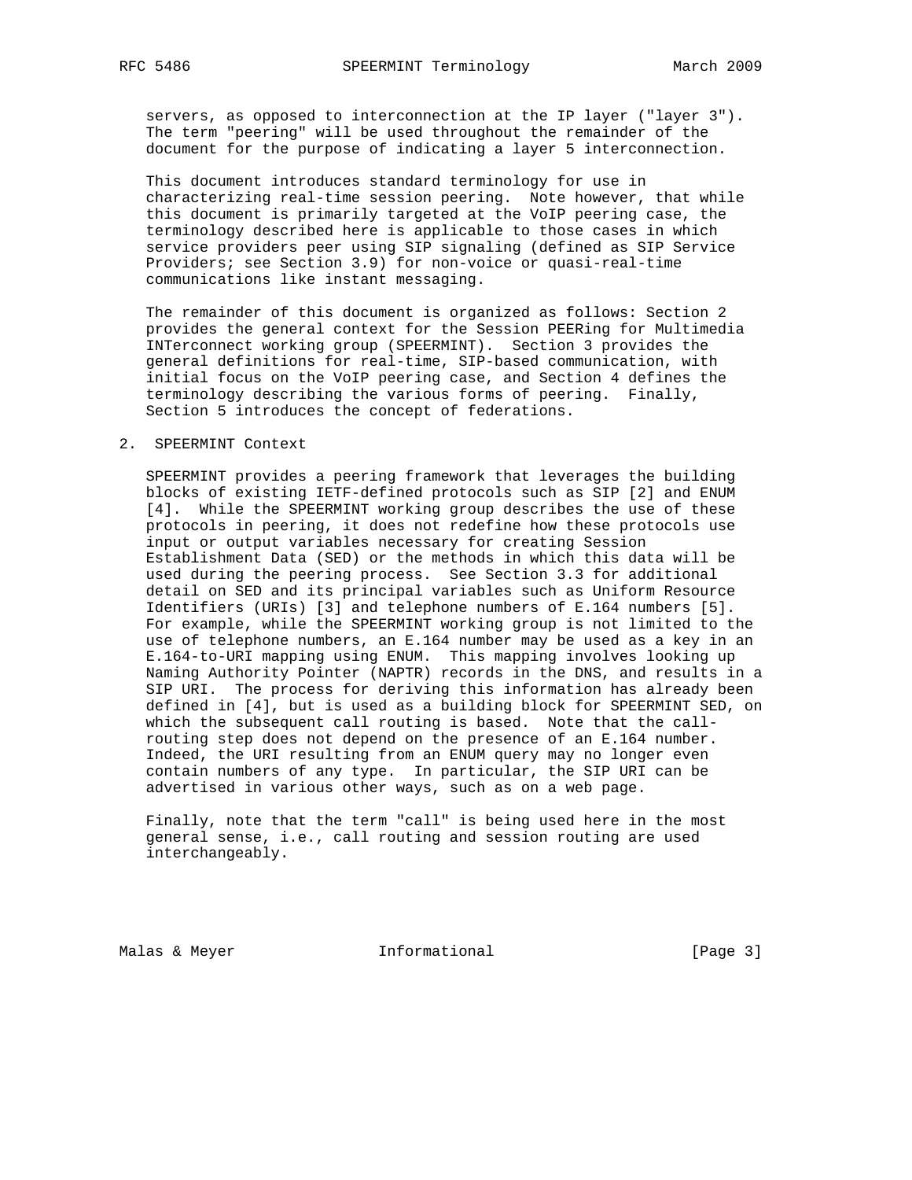servers, as opposed to interconnection at the IP layer ("layer 3"). The term "peering" will be used throughout the remainder of the document for the purpose of indicating a layer 5 interconnection.

This document introduces standard terminology for use in characterizing real-time session peering. Note however, that while this document is primarily targeted at the VoIP peering case, the terminology described here is applicable to those cases in which service providers peer using SIP signaling (defined as SIP Service Providers; see Section 3.9) for non-voice or quasi-real-time communications like instant messaging.

The remainder of this document is organized as follows: Section 2 provides the general context for the Session PEERing for Multimedia INTerconnect working group (SPEERMINT). Section 3 provides the general definitions for real-time, SIP-based communication, with initial focus on the VoIP peering case, and Section 4 defines the terminology describing the various forms of peering. Finally, Section 5 introduces the concept of federations.

## 2. SPEERMINT Context

SPEERMINT provides a peering framework that leverages the building blocks of existing IETF-defined protocols such as SIP [2] and ENUM [4]. While the SPEERMINT working group describes the use of these protocols in peering, it does not redefine how these protocols use input or output variables necessary for creating Session Establishment Data (SED) or the methods in which this data will be used during the peering process. See Section 3.3 for additional detail on SED and its principal variables such as Uniform Resource Identifiers (URIs) [3] and telephone numbers of E.164 numbers [5]. For example, while the SPEERMINT working group is not limited to the use of telephone numbers, an E.164 number may be used as a key in an E.164-to-URI mapping using ENUM. This mapping involves looking up Naming Authority Pointer (NAPTR) records in the DNS, and results in a SIP URI. The process for deriving this information has already been defined in [4], but is used as a building block for SPEERMINT SED, on which the subsequent call routing is based. Note that the call-routing step does not depend on the presence of an E.164 number. Indeed, the URI resulting from an ENUM query may no longer even contain numbers of any type. In particular, the SIP URI can be advertised in various other ways, such as on a web page.

Finally, note that the term "call" is being used here in the most general sense, i.e., call routing and session routing are used interchangeably.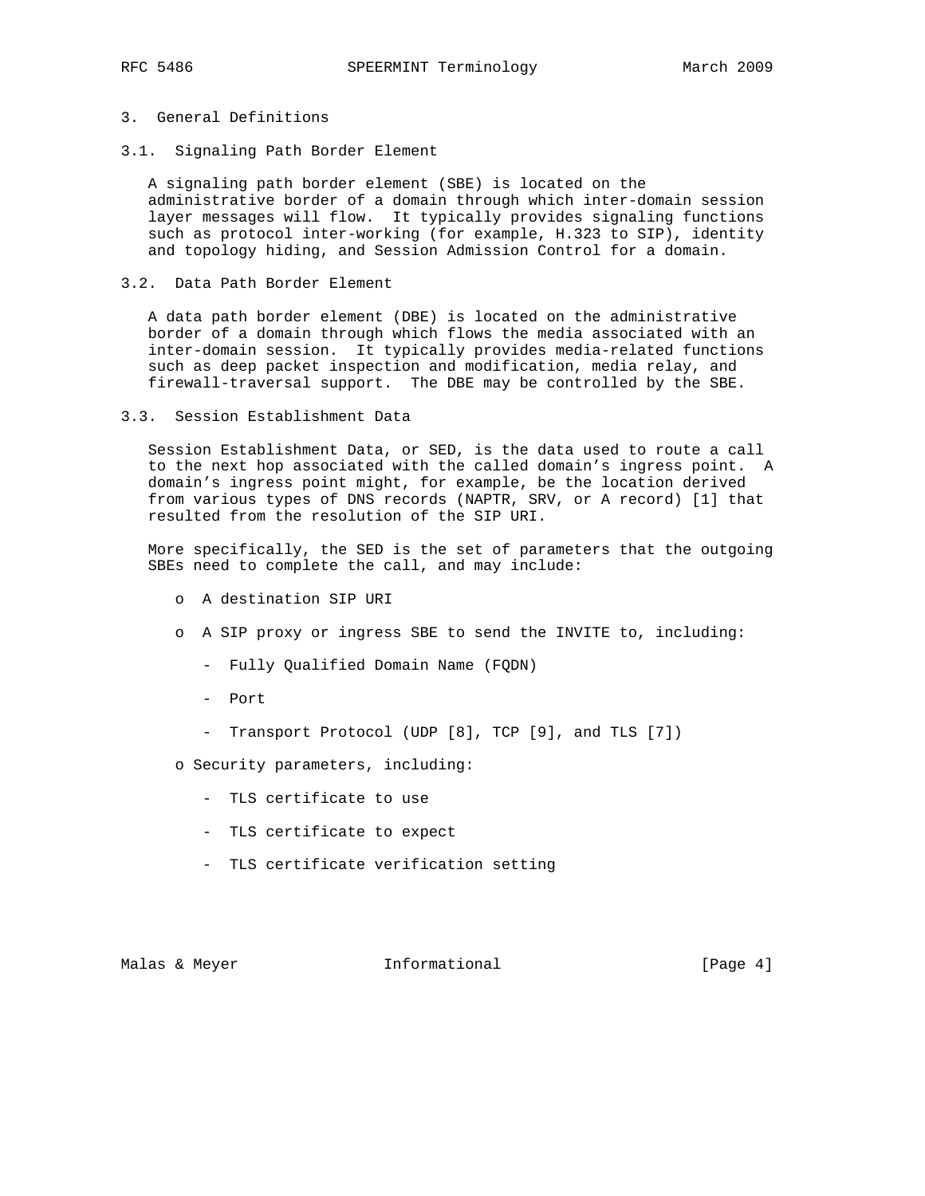# 3. General Definitions

## 3.1. Signaling Path Border Element

A signaling path border element (SBE) is located on the administrative border of a domain through which inter-domain session layer messages will flow. It typically provides signaling functions such as protocol inter-working (for example, H.323 to SIP), identity and topology hiding, and Session Admission Control for a domain.

## 3.2. Data Path Border Element

A data path border element (DBE) is located on the administrative border of a domain through which flows the media associated with an inter-domain session. It typically provides media-related functions such as deep packet inspection and modification, media relay, and firewall-traversal support. The DBE may be controlled by the SBE.

## 3.3. Session Establishment Data

Session Establishment Data, or SED, is the data used to route a call to the next hop associated with the called domain's ingress point. A domain's ingress point might, for example, be the location derived from various types of DNS records (NAPTR, SRV, or A record) [1] that resulted from the resolution of the SIP URI.

More specifically, the SED is the set of parameters that the outgoing SBEs need to complete the call, and may include:

- A destination SIP URI
- A SIP proxy or ingress SBE to send the INVITE to, including:
  - Fully Qualified Domain Name (FQDN)
  - Port
  - Transport Protocol (UDP [8], TCP [9], and TLS [7])
- Security parameters, including:
  - TLS certificate to use
  - TLS certificate to expect
  - TLS certificate verification setting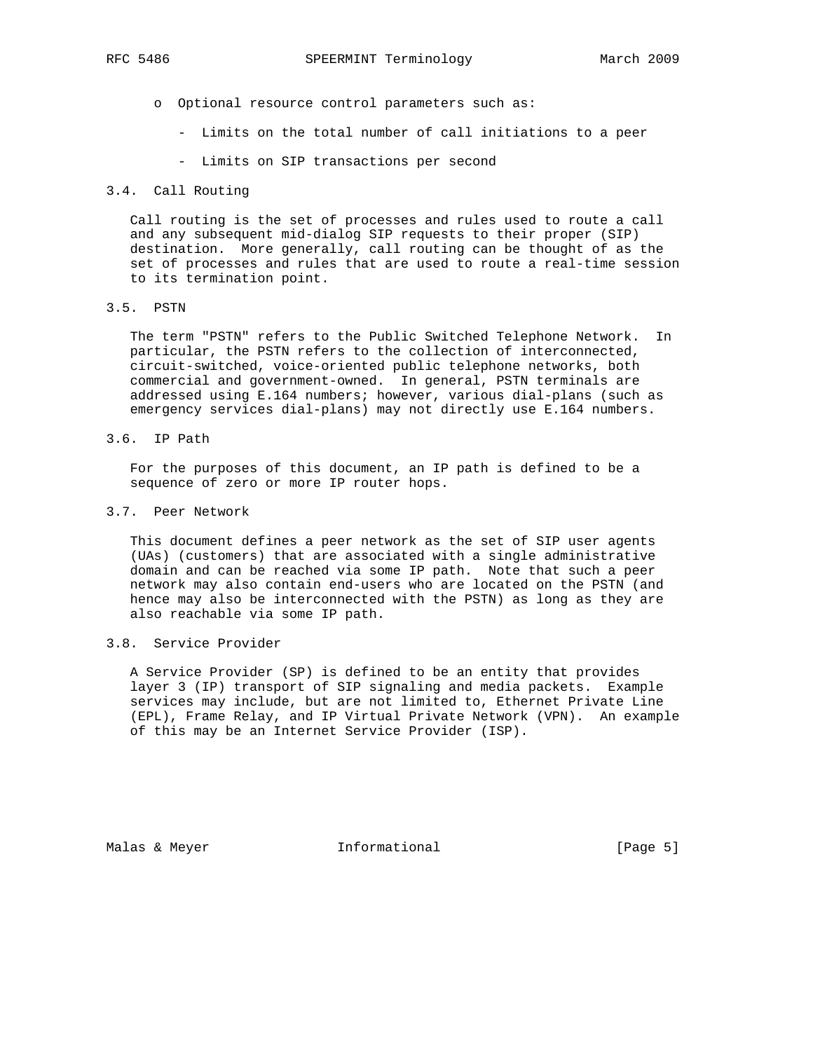- Optional resource control parameters such as:
  - Limits on the total number of call initiations to a peer
  - Limits on SIP transactions per second

### 3.4. Call Routing

Call routing is the set of processes and rules used to route a call and any subsequent mid-dialog SIP requests to their proper (SIP) destination. More generally, call routing can be thought of as the set of processes and rules that are used to route a real-time session to its termination point.

### 3.5. PSTN

The term "PSTN" refers to the Public Switched Telephone Network. In particular, the PSTN refers to the collection of interconnected, circuit-switched, voice-oriented public telephone networks, both commercial and government-owned. In general, PSTN terminals are addressed using E.164 numbers; however, various dial-plans (such as emergency services dial-plans) may not directly use E.164 numbers.

### 3.6. IP Path

For the purposes of this document, an IP path is defined to be a sequence of zero or more IP router hops.

### 3.7. Peer Network

This document defines a peer network as the set of SIP user agents (UAs) (customers) that are associated with a single administrative domain and can be reached via some IP path. Note that such a peer network may also contain end-users who are located on the PSTN (and hence may also be interconnected with the PSTN) as long as they are also reachable via some IP path.

### 3.8. Service Provider

A Service Provider (SP) is defined to be an entity that provides layer 3 (IP) transport of SIP signaling and media packets. Example services may include, but are not limited to, Ethernet Private Line (EPL), Frame Relay, and IP Virtual Private Network (VPN). An example of this may be an Internet Service Provider (ISP).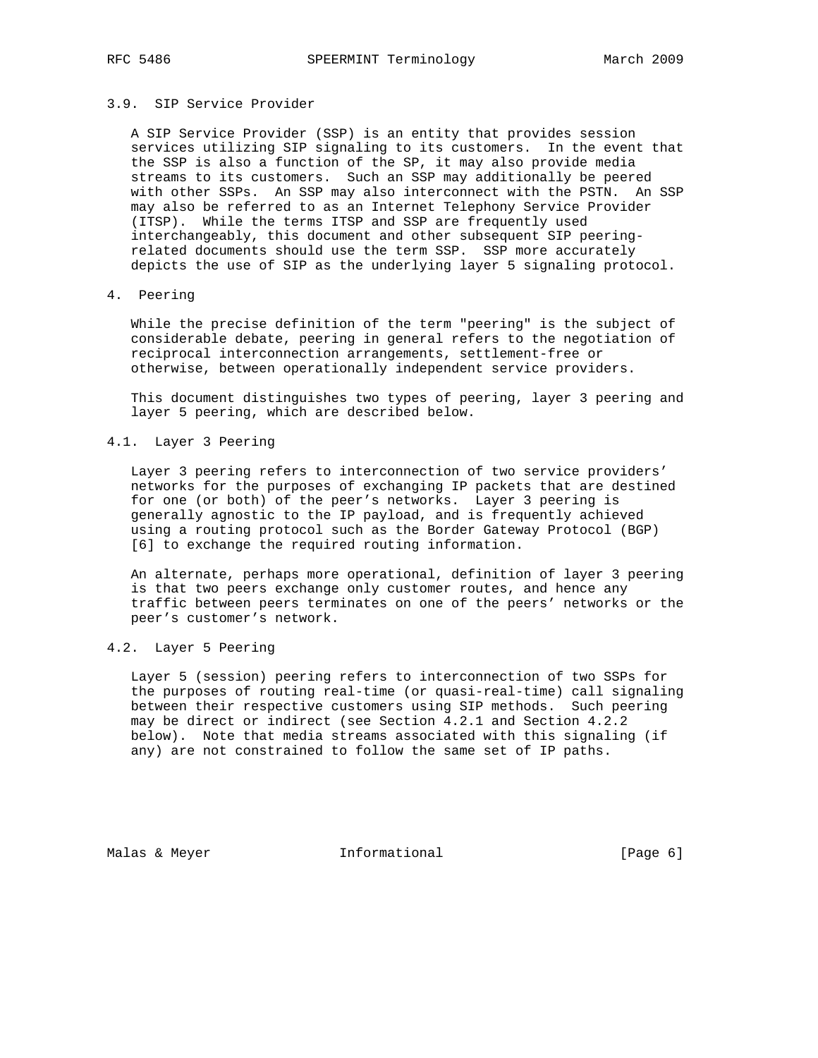### 3.9. SIP Service Provider

A SIP Service Provider (SSP) is an entity that provides session services utilizing SIP signaling to its customers. In the event that the SSP is also a function of the SP, it may also provide media streams to its customers. Such an SSP may additionally be peered with other SSPs. An SSP may also interconnect with the PSTN. An SSP may also be referred to as an Internet Telephony Service Provider (ITSP). While the terms ITSP and SSP are frequently used interchangeably, this document and other subsequent SIP peering-related documents should use the term SSP. SSP more accurately depicts the use of SIP as the underlying layer 5 signaling protocol.

## 4. Peering

While the precise definition of the term "peering" is the subject of considerable debate, peering in general refers to the negotiation of reciprocal interconnection arrangements, settlement-free or otherwise, between operationally independent service providers.

This document distinguishes two types of peering, layer 3 peering and layer 5 peering, which are described below.

### 4.1. Layer 3 Peering

Layer 3 peering refers to interconnection of two service providers' networks for the purposes of exchanging IP packets that are destined for one (or both) of the peer's networks. Layer 3 peering is generally agnostic to the IP payload, and is frequently achieved using a routing protocol such as the Border Gateway Protocol (BGP) [6] to exchange the required routing information.

An alternate, perhaps more operational, definition of layer 3 peering is that two peers exchange only customer routes, and hence any traffic between peers terminates on one of the peers' networks or the peer's customer's network.

### 4.2. Layer 5 Peering

Layer 5 (session) peering refers to interconnection of two SSPs for the purposes of routing real-time (or quasi-real-time) call signaling between their respective customers using SIP methods. Such peering may be direct or indirect (see Section 4.2.1 and Section 4.2.2 below). Note that media streams associated with this signaling (if any) are not constrained to follow the same set of IP paths.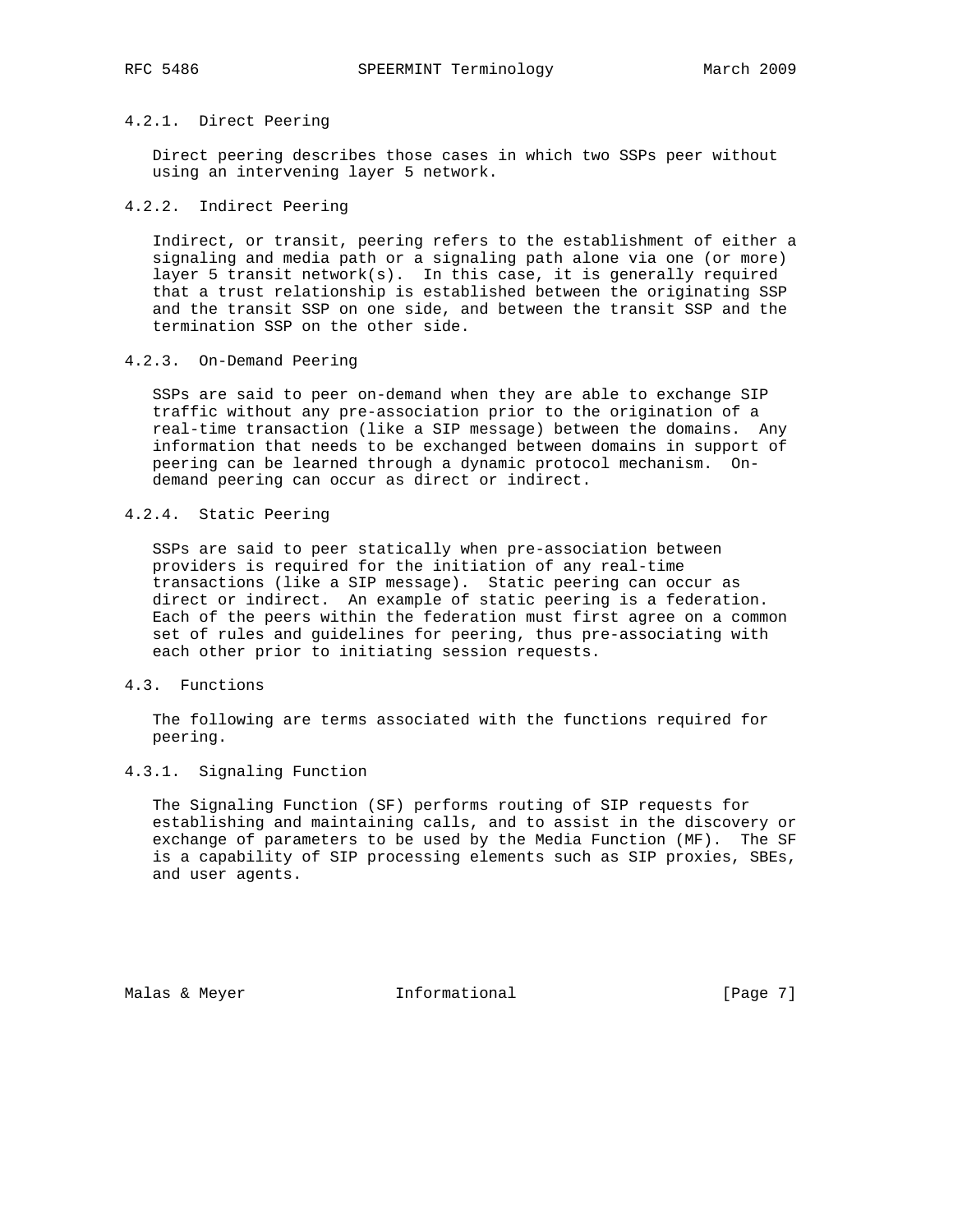#### 4.2.1. Direct Peering

Direct peering describes those cases in which two SSPs peer without using an intervening layer 5 network.

#### 4.2.2. Indirect Peering

Indirect, or transit, peering refers to the establishment of either a signaling and media path or a signaling path alone via one (or more) layer 5 transit network(s). In this case, it is generally required that a trust relationship is established between the originating SSP and the transit SSP on one side, and between the transit SSP and the termination SSP on the other side.

#### 4.2.3. On-Demand Peering

SSPs are said to peer on-demand when they are able to exchange SIP traffic without any pre-association prior to the origination of a real-time transaction (like a SIP message) between the domains. Any information that needs to be exchanged between domains in support of peering can be learned through a dynamic protocol mechanism. On-demand peering can occur as direct or indirect.

#### 4.2.4. Static Peering

SSPs are said to peer statically when pre-association between providers is required for the initiation of any real-time transactions (like a SIP message). Static peering can occur as direct or indirect. An example of static peering is a federation. Each of the peers within the federation must first agree on a common set of rules and guidelines for peering, thus pre-associating with each other prior to initiating session requests.

### 4.3. Functions

The following are terms associated with the functions required for peering.

#### 4.3.1. Signaling Function

The Signaling Function (SF) performs routing of SIP requests for establishing and maintaining calls, and to assist in the discovery or exchange of parameters to be used by the Media Function (MF). The SF is a capability of SIP processing elements such as SIP proxies, SBEs, and user agents.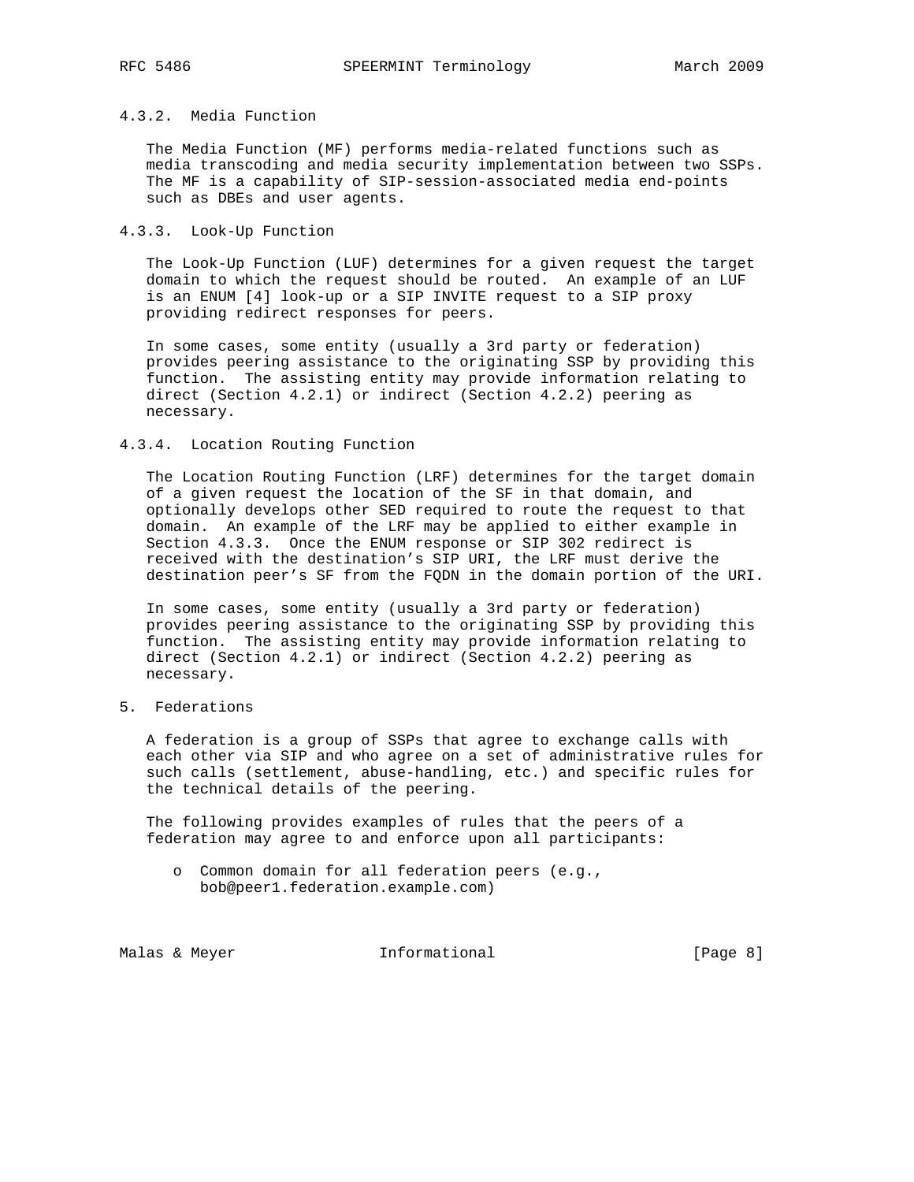### 4.3.2. Media Function

The Media Function (MF) performs media-related functions such as media transcoding and media security implementation between two SSPs. The MF is a capability of SIP-session-associated media end-points such as DBEs and user agents.

### 4.3.3. Look-Up Function

The Look-Up Function (LUF) determines for a given request the target domain to which the request should be routed. An example of an LUF is an ENUM [4] look-up or a SIP INVITE request to a SIP proxy providing redirect responses for peers.

In some cases, some entity (usually a 3rd party or federation) provides peering assistance to the originating SSP by providing this function. The assisting entity may provide information relating to direct (Section 4.2.1) or indirect (Section 4.2.2) peering as necessary.

### 4.3.4. Location Routing Function

The Location Routing Function (LRF) determines for the target domain of a given request the location of the SF in that domain, and optionally develops other SED required to route the request to that domain. An example of the LRF may be applied to either example in Section 4.3.3. Once the ENUM response or SIP 302 redirect is received with the destination's SIP URI, the LRF must derive the destination peer's SF from the FQDN in the domain portion of the URI.

In some cases, some entity (usually a 3rd party or federation) provides peering assistance to the originating SSP by providing this function. The assisting entity may provide information relating to direct (Section 4.2.1) or indirect (Section 4.2.2) peering as necessary.

## 5. Federations

A federation is a group of SSPs that agree to exchange calls with each other via SIP and who agree on a set of administrative rules for such calls (settlement, abuse-handling, etc.) and specific rules for the technical details of the peering.

The following provides examples of rules that the peers of a federation may agree to and enforce upon all participants:

- Common domain for all federation peers (e.g., bob@peer1.federation.example.com)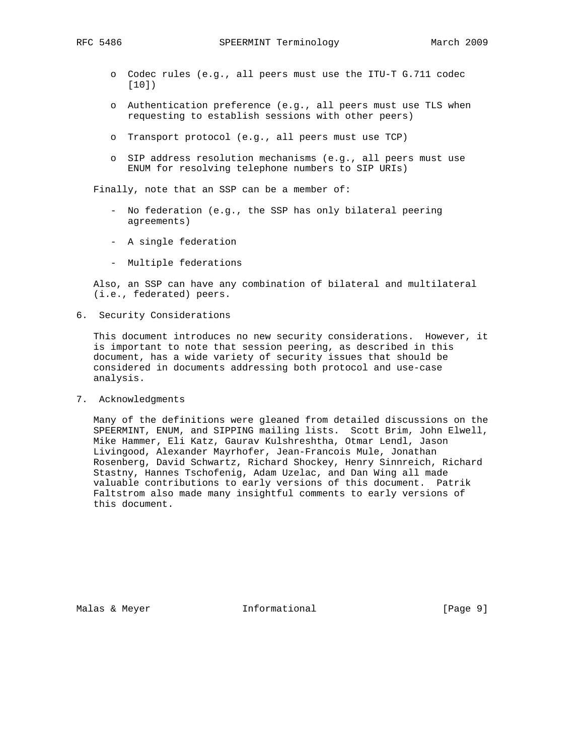- Codec rules (e.g., all peers must use the ITU-T G.711 codec [10])

- Authentication preference (e.g., all peers must use TLS when requesting to establish sessions with other peers)

- Transport protocol (e.g., all peers must use TCP)

- SIP address resolution mechanisms (e.g., all peers must use ENUM for resolving telephone numbers to SIP URIs)

Finally, note that an SSP can be a member of:

- No federation (e.g., the SSP has only bilateral peering agreements)

- A single federation

- Multiple federations

Also, an SSP can have any combination of bilateral and multilateral (i.e., federated) peers.

## 6. Security Considerations

This document introduces no new security considerations. However, it is important to note that session peering, as described in this document, has a wide variety of security issues that should be considered in documents addressing both protocol and use-case analysis.

## 7. Acknowledgments

Many of the definitions were gleaned from detailed discussions on the SPEERMINT, ENUM, and SIPPING mailing lists. Scott Brim, John Elwell, Mike Hammer, Eli Katz, Gaurav Kulshreshtha, Otmar Lendl, Jason Livingood, Alexander Mayrhofer, Jean-Francois Mule, Jonathan Rosenberg, David Schwartz, Richard Shockey, Henry Sinnreich, Richard Stastny, Hannes Tschofenig, Adam Uzelac, and Dan Wing all made valuable contributions to early versions of this document. Patrik Faltstrom also made many insightful comments to early versions of this document.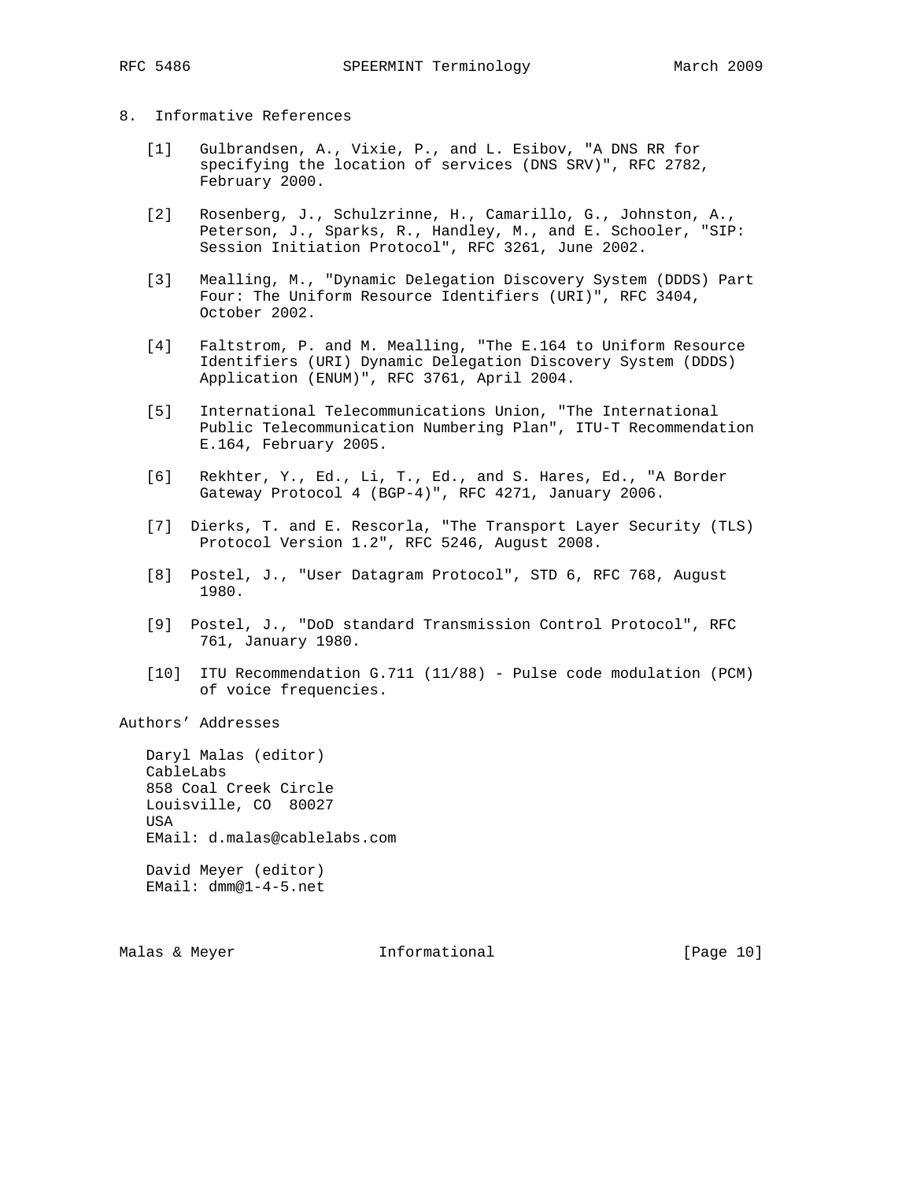## 8. Informative References

[1] Gulbrandsen, A., Vixie, P., and L. Esibov, "A DNS RR for specifying the location of services (DNS SRV)", RFC 2782, February 2000.

[2] Rosenberg, J., Schulzrinne, H., Camarillo, G., Johnston, A., Peterson, J., Sparks, R., Handley, M., and E. Schooler, "SIP: Session Initiation Protocol", RFC 3261, June 2002.

[3] Mealling, M., "Dynamic Delegation Discovery System (DDDS) Part Four: The Uniform Resource Identifiers (URI)", RFC 3404, October 2002.

[4] Faltstrom, P. and M. Mealling, "The E.164 to Uniform Resource Identifiers (URI) Dynamic Delegation Discovery System (DDDS) Application (ENUM)", RFC 3761, April 2004.

[5] International Telecommunications Union, "The International Public Telecommunication Numbering Plan", ITU-T Recommendation E.164, February 2005.

[6] Rekhter, Y., Ed., Li, T., Ed., and S. Hares, Ed., "A Border Gateway Protocol 4 (BGP-4)", RFC 4271, January 2006.

[7] Dierks, T. and E. Rescorla, "The Transport Layer Security (TLS) Protocol Version 1.2", RFC 5246, August 2008.

[8] Postel, J., "User Datagram Protocol", STD 6, RFC 768, August 1980.

[9] Postel, J., "DoD standard Transmission Control Protocol", RFC 761, January 1980.

[10] ITU Recommendation G.711 (11/88) - Pulse code modulation (PCM) of voice frequencies.

## Authors' Addresses

Daryl Malas (editor)
CableLabs
858 Coal Creek Circle
Louisville, CO 80027
USA
EMail: d.malas@cablelabs.com

David Meyer (editor)
EMail: dmm@1-4-5.net